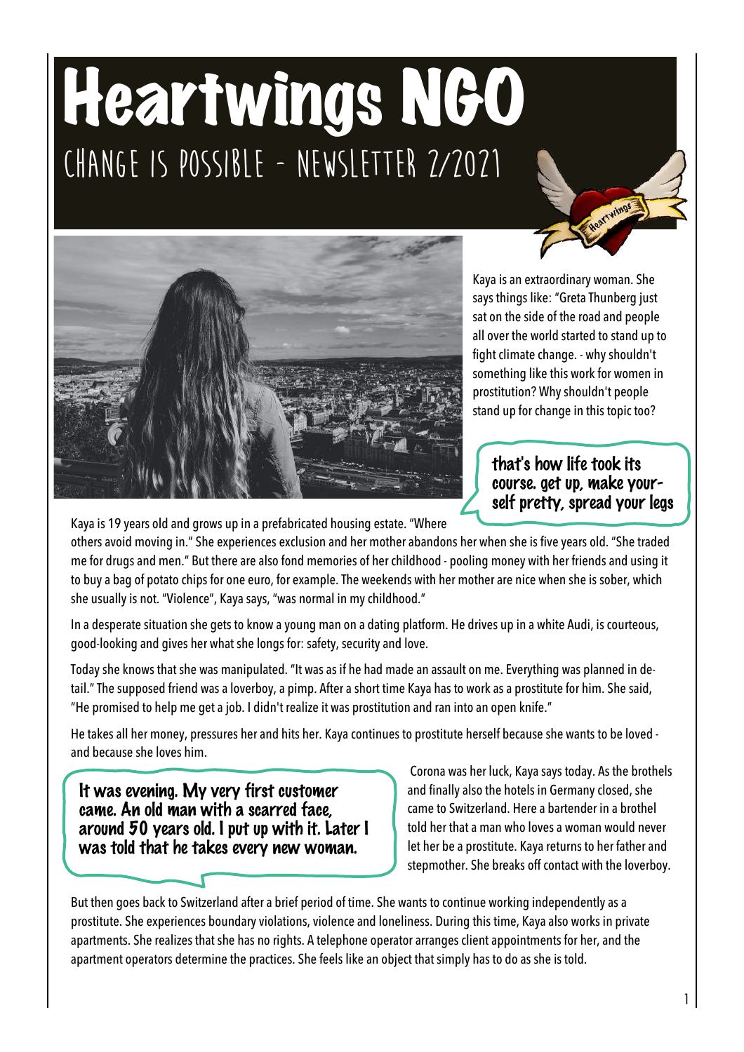# Heartwings NGO

## CHANGE IS POSSIBLE - NEWSLETTER 2/2021

Kaya is an extraordinary woman. She says things like: "Greta Thunberg just sat on the side of the road and people all over the world started to stand up to fight climate change. - why shouldn't something like this work for women in prostitution? Why shouldn't people stand up for change in this topic too?

> that's how life took its course. get up, make yourself pretty, spread your legs

Kaya is 19 years old and grows up in a prefabricated housing estate. "Where others avoid moving in." She experiences exclusion and her mother abandons her when she is five years old. "She traded me for drugs and men." But there are also fond memories of her childhood - pooling money with her friends and using it to buy a bag of potato chips for one euro, for example. The weekends with her mother are nice when she is sober, which she usually is not. "Violence", Kaya says, "was normal in my childhood."

In a desperate situation she gets to know a young man on a dating platform. He drives up in a white Audi, is courteous, good-looking and gives her what she longs for: safety, security and love.

Today she knows that she was manipulated. "It was as if he had made an assault on me. Everything was planned in detail." The supposed friend was a loverboy, a pimp. After a short time Kaya has to work as a prostitute for him. She said, "He promised to help me get a job. I didn't realize it was prostitution and ran into an open knife."

He takes all her money, pressures her and hits her. Kaya continues to prostitute herself because she wants to be loved - and because she loves him.

> It was evening. My very first customer came. An old man with a scarred face, around 50 years old. I put up with it. Later I was told that he takes every new woman.

Corona was her luck, Kaya says today. As the brothels and finally also the hotels in Germany closed, she came to Switzerland. Here a bartender in a brothel told her that a man who loves a woman would never let her be a prostitute. Kaya returns to her father and stepmother. She breaks off contact with the loverboy.

But then goes back to Switzerland after a brief period of time. She wants to continue working independently as a prostitute. She experiences boundary violations, violence and loneliness. During this time, Kaya also works in private apartments. She realizes that she has no rights. A telephone operator arranges client appointments for her, and the apartment operators determine the practices. She feels like an object that simply has to do as she is told.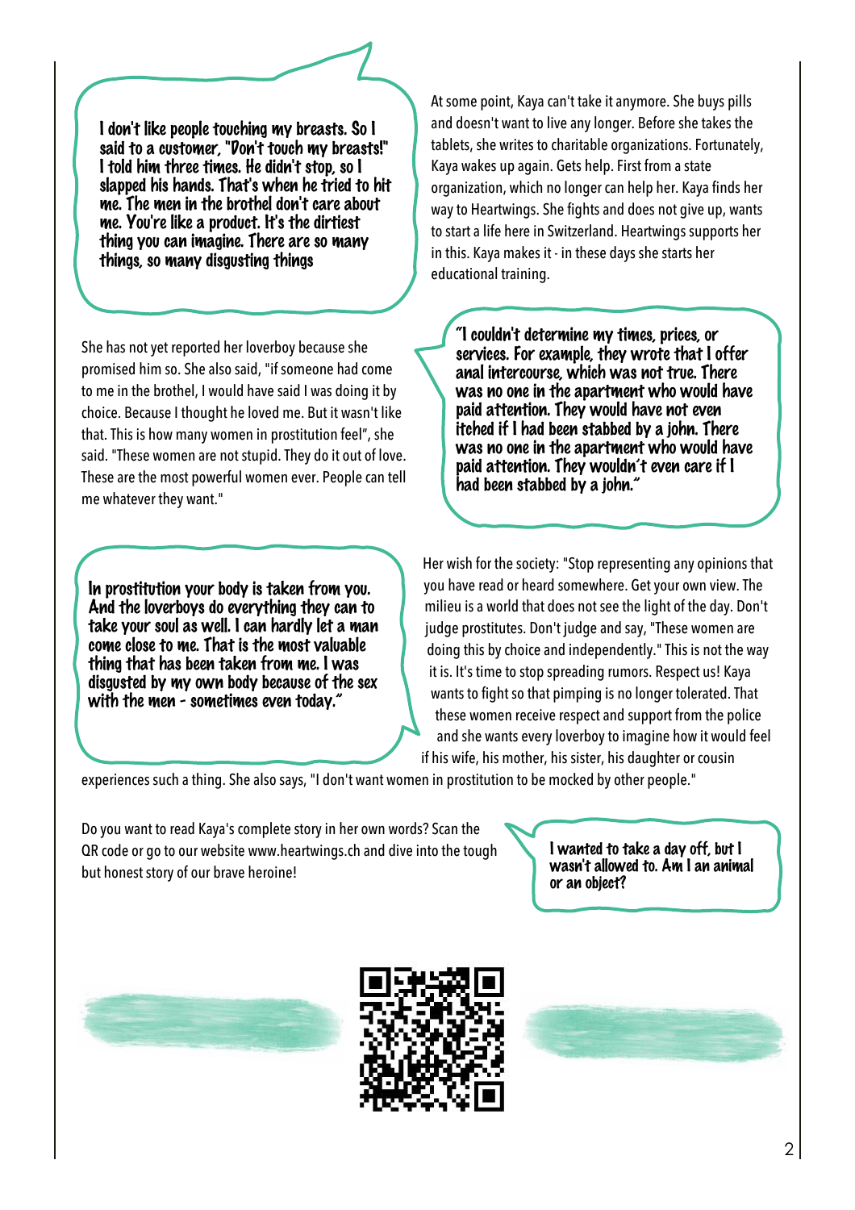> I don't like people touching my breasts. So I said to a customer, "Don't touch my breasts!" I told him three times. He didn't stop, so I slapped his hands. That's when he tried to hit me. The men in the brothel don't care about me. You're like a product. It's the dirtiest thing you can imagine. There are so many things, so many disgusting things

She has not yet reported her loverboy because she promised him so. She also said, "if someone had come to me in the brothel, I would have said I was doing it by choice. Because I thought he loved me. But it wasn't like that. This is how many women in prostitution feel", she said. "These women are not stupid. They do it out of love. These are the most powerful women ever. People can tell me whatever they want."

> In prostitution your body is taken from you. And the loverboys do everything they can to take your soul as well. I can hardly let a man come close to me. That is the most valuable thing that has been taken from me. I was disgusted by my own body because of the sex with the men - sometimes even today."

At some point, Kaya can't take it anymore. She buys pills and doesn't want to live any longer. Before she takes the tablets, she writes to charitable organizations. Fortunately, Kaya wakes up again. Gets help. First from a state organization, which no longer can help her. Kaya finds her way to Heartwings. She fights and does not give up, wants to start a life here in Switzerland. Heartwings supports her in this. Kaya makes it - in these days she starts her educational training.

> "I couldn't determine my times, prices, or services. For example, they wrote that I offer anal intercourse, which was not true. There was no one in the apartment who would have paid attention. They would have not even itched if I had been stabbed by a john. There was no one in the apartment who would have paid attention. They wouldn't even care if I had been stabbed by a john."

Her wish for the society: "Stop representing any opinions that you have read or heard somewhere. Get your own view. The milieu is a world that does not see the light of the day. Don't judge prostitutes. Don't judge and say, "These women are doing this by choice and independently." This is not the way it is. It's time to stop spreading rumors. Respect us! Kaya wants to fight so that pimping is no longer tolerated. That these women receive respect and support from the police and she wants every loverboy to imagine how it would feel if his wife, his mother, his sister, his daughter or cousin experiences such a thing. She also says, "I don't want women in prostitution to be mocked by other people."

Do you want to read Kaya's complete story in her own words? Scan the QR code or go to our website www.heartwings.ch and dive into the tough but honest story of our brave heroine!

> I wanted to take a day off, but I wasn't allowed to. Am I an animal or an object?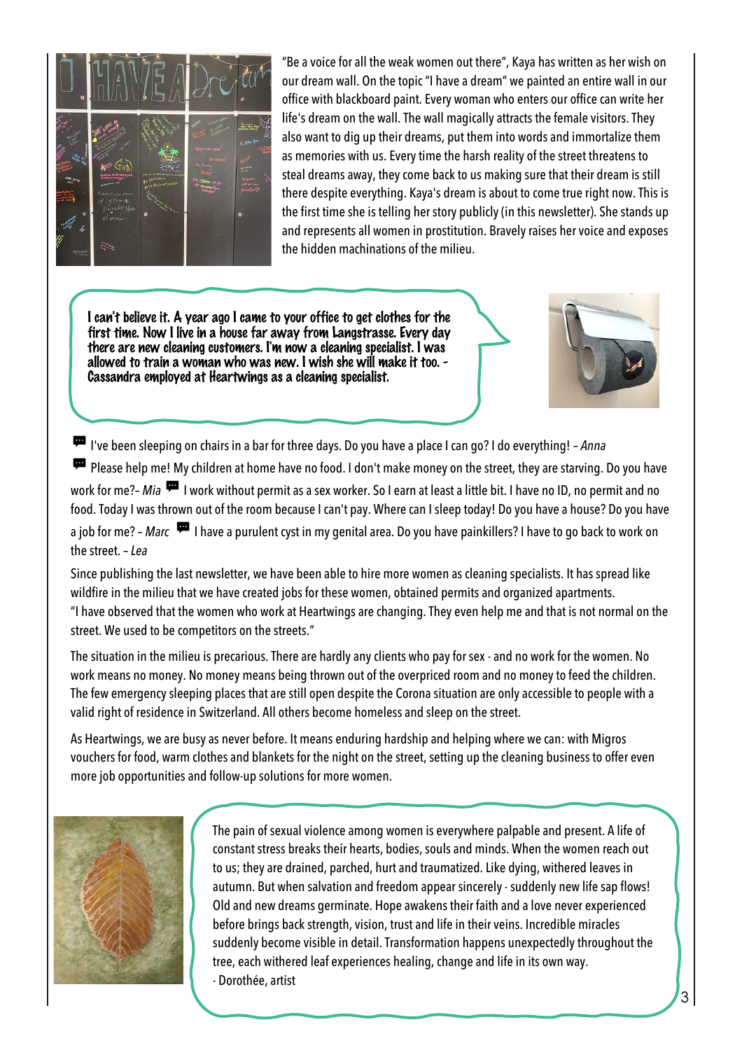"Be a voice for all the weak women out there", Kaya has written as her wish on our dream wall. On the topic "I have a dream" we painted an entire wall in our office with blackboard paint. Every woman who enters our office can write her life's dream on the wall. The wall magically attracts the female visitors. They also want to dig up their dreams, put them into words and immortalize them as memories with us. Every time the harsh reality of the street threatens to steal dreams away, they come back to us making sure that their dream is still there despite everything. Kaya's dream is about to come true right now. This is the first time she is telling her story publicly (in this newsletter). She stands up and represents all women in prostitution. Bravely raises her voice and exposes the hidden machinations of the milieu.

I can't believe it. A year ago I came to your office to get clothes for the first time. Now I live in a house far away from Langstrasse. Every day there are new cleaning customers. I'm now a cleaning specialist. I was allowed to train a woman who was new. I wish she will make it too. - Cassandra employed at Heartwings as a cleaning specialist.

I've been sleeping on chairs in a bar for three days. Do you have a place I can go? I do everything! – *Anna*

Please help me! My children at home have no food. I don't make money on the street, they are starving. Do you have work for me?– *Mia*

I work without permit as a sex worker. So I earn at least a little bit. I have no ID, no permit and no food. Today I was thrown out of the room because I can't pay. Where can I sleep today! Do you have a house? Do you have a job for me? – *Marc*

I have a purulent cyst in my genital area. Do you have painkillers? I have to go back to work on the street. – *Lea*

Since publishing the last newsletter, we have been able to hire more women as cleaning specialists. It has spread like wildfire in the milieu that we have created jobs for these women, obtained permits and organized apartments.
"I have observed that the women who work at Heartwings are changing. They even help me and that is not normal on the street. We used to be competitors on the streets."

The situation in the milieu is precarious. There are hardly any clients who pay for sex - and no work for the women. No work means no money. No money means being thrown out of the overpriced room and no money to feed the children. The few emergency sleeping places that are still open despite the Corona situation are only accessible to people with a valid right of residence in Switzerland. All others become homeless and sleep on the street.

As Heartwings, we are busy as never before. It means enduring hardship and helping where we can: with Migros vouchers for food, warm clothes and blankets for the night on the street, setting up the cleaning business to offer even more job opportunities and follow-up solutions for more women.

The pain of sexual violence among women is everywhere palpable and present. A life of constant stress breaks their hearts, bodies, souls and minds. When the women reach out to us; they are drained, parched, hurt and traumatized. Like dying, withered leaves in autumn. But when salvation and freedom appear sincerely - suddenly new life sap flows! Old and new dreams germinate. Hope awakens their faith and a love never experienced before brings back strength, vision, trust and life in their veins. Incredible miracles suddenly become visible in detail. Transformation happens unexpectedly throughout the tree, each withered leaf experiences healing, change and life in its own way.
- Dorothée, artist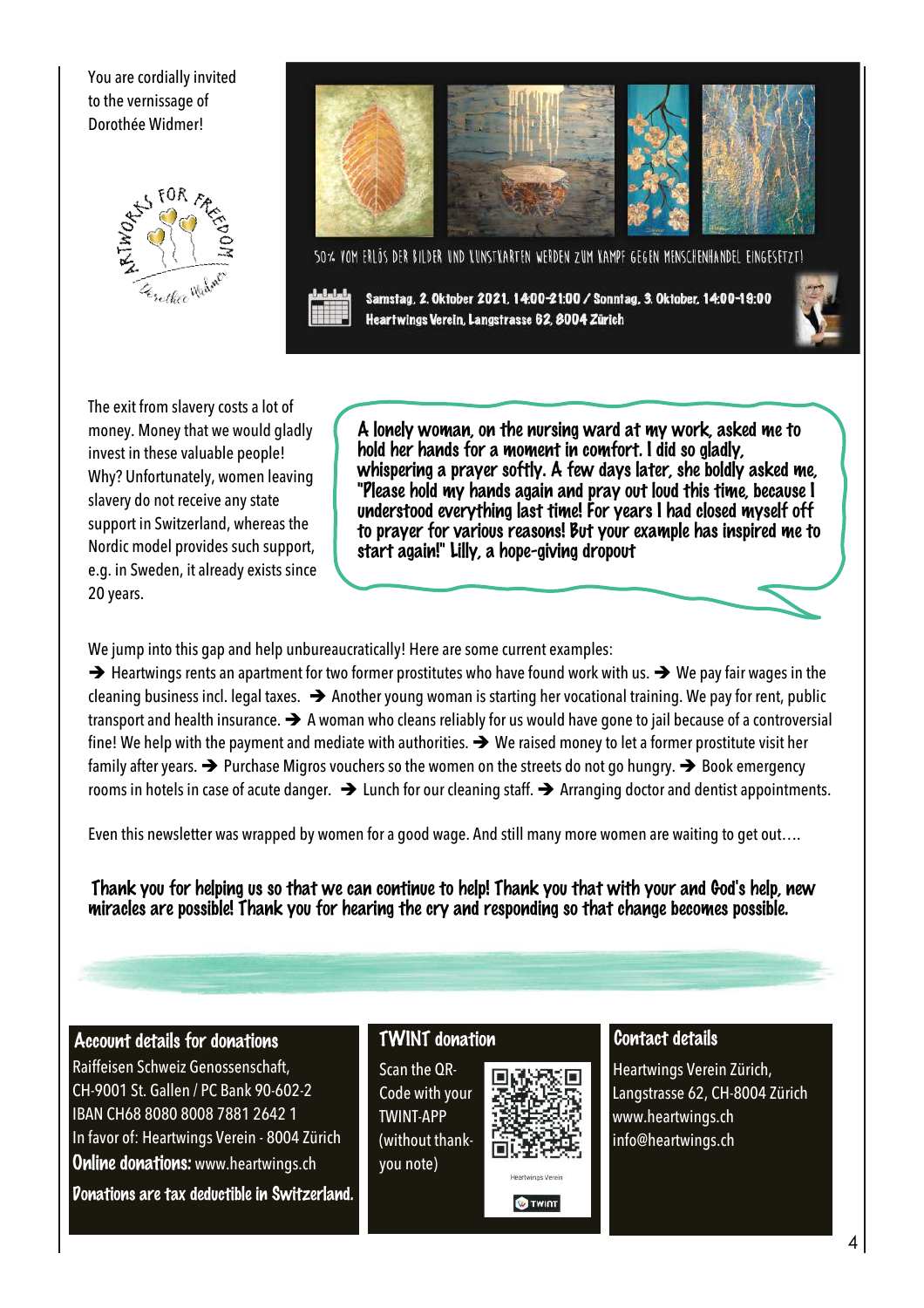You are cordially invited to the vernissage of Dorothée Widmer!

ARTWORKS FOR FREEDOM

Dorothée Widmer

50% VOM ERLÖS DER BILDER UND KUNSTKARTEN WERDEN ZUM KAMPF GEGEN MENSCHENHANDEL EINGESETZT!

**Samstag, 2. Oktober 2021, 14:00-21:00 / Sonntag, 3. Oktober, 14:00-19:00**
**Heartwings Verein, Langstrasse 62, 8004 Zürich**

The exit from slavery costs a lot of money. Money that we would gladly invest in these valuable people! Why? Unfortunately, women leaving slavery do not receive any state support in Switzerland, whereas the Nordic model provides such support, e.g. in Sweden, it already exists since 20 years.

> A lonely woman, on the nursing ward at my work, asked me to hold her hands for a moment in comfort. I did so gladly, whispering a prayer softly. A few days later, she boldly asked me, "Please hold my hands again and pray out loud this time, because I understood everything last time! For years I had closed myself off to prayer for various reasons! But your example has inspired me to start again!" Lilly, a hope-giving dropout

We jump into this gap and help unbureaucratically! Here are some current examples:
➔ Heartwings rents an apartment for two former prostitutes who have found work with us. ➔ We pay fair wages in the cleaning business incl. legal taxes. ➔ Another young woman is starting her vocational training. We pay for rent, public transport and health insurance. ➔ A woman who cleans reliably for us would have gone to jail because of a controversial fine! We help with the payment and mediate with authorities. ➔ We raised money to let a former prostitute visit her family after years. ➔ Purchase Migros vouchers so the women on the streets do not go hungry. ➔ Book emergency rooms in hotels in case of acute danger. ➔ Lunch for our cleaning staff. ➔ Arranging doctor and dentist appointments.

Even this newsletter was wrapped by women for a good wage. And still many more women are waiting to get out….

**Thank you for helping us so that we can continue to help! Thank you that with your and God's help, new miracles are possible! Thank you for hearing the cry and responding so that change becomes possible.**

### Account details for donations

Raiffeisen Schweiz Genossenschaft,
CH-9001 St. Gallen / PC Bank 90-602-2
IBAN CH68 8080 8008 7881 2642 1
In favor of: Heartwings Verein - 8004 Zürich
**Online donations:** www.heartwings.ch
**Donations are tax deductible in Switzerland.**

### TWINT donation

Scan the QR-Code with your TWINT-APP (without thank-you note)

Heartwings Verein
TWINT

### Contact details

Heartwings Verein Zürich,
Langstrasse 62, CH-8004 Zürich
www.heartwings.ch
info@heartwings.ch